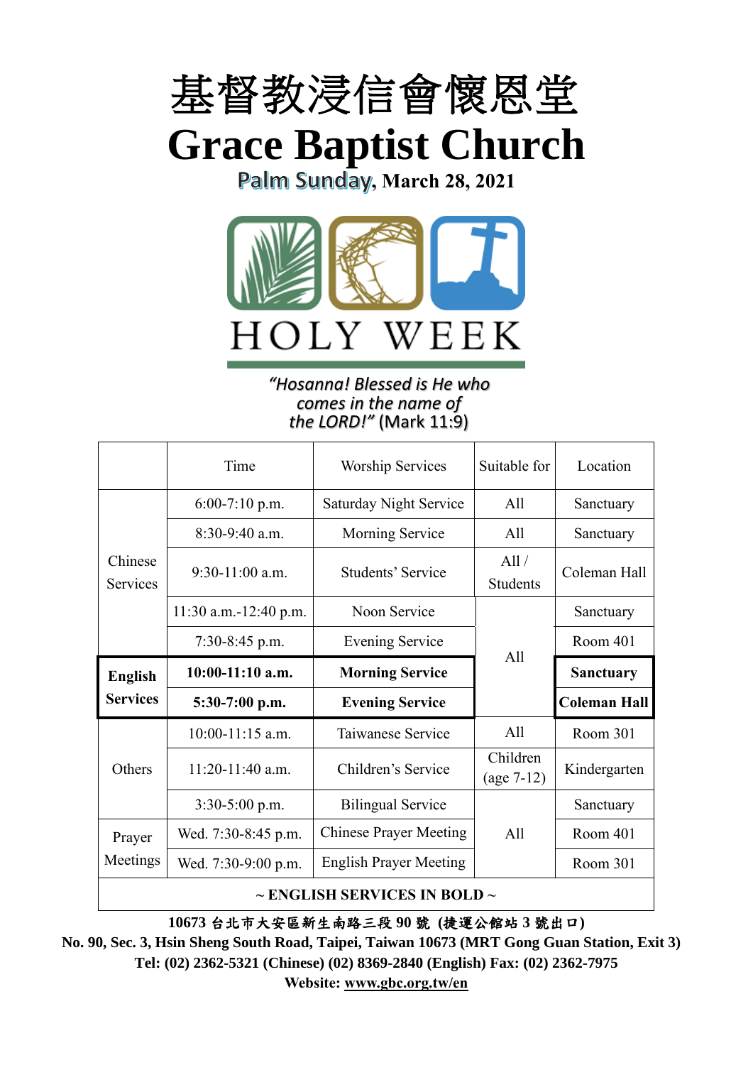# 基督教浸信會懷恩堂

# Grace Baptist Church

**Palm Sunday, March 28, 2021**

HOLY WEEK

*"Hosanna! Blessed is He who comes in the name of the LORD!"* (Mark 11:9)

| | Time | Worship Services | Suitable for | Location |
|---|---|---|---|---|
| Chinese Services | 6:00-7:10 p.m. | Saturday Night Service | All | Sanctuary |
| | 8:30-9:40 a.m. | Morning Service | All | Sanctuary |
| | 9:30-11:00 a.m. | Students' Service | All / Students | Coleman Hall |
| | 11:30 a.m.-12:40 p.m. | Noon Service | All | Sanctuary |
| | 7:30-8:45 p.m. | Evening Service | | Room 401 |
| **English Services** | **10:00-11:10 a.m.** | **Morning Service** | | **Sanctuary** |
| | **5:30-7:00 p.m.** | **Evening Service** | | **Coleman Hall** |
| Others | 10:00-11:15 a.m. | Taiwanese Service | All | Room 301 |
| | 11:20-11:40 a.m. | Children's Service | Children (age 7-12) | Kindergarten |
| | 3:30-5:00 p.m. | Bilingual Service | All | Sanctuary |
| Prayer Meetings | Wed. 7:30-8:45 p.m. | Chinese Prayer Meeting | | Room 401 |
| | Wed. 7:30-9:00 p.m. | English Prayer Meeting | | Room 301 |

**~ ENGLISH SERVICES IN BOLD ~**

**10673 台北市大安區新生南路三段 90 號 (捷運公館站 3 號出口)**
**No. 90, Sec. 3, Hsin Sheng South Road, Taipei, Taiwan 10673 (MRT Gong Guan Station, Exit 3)**
**Tel: (02) 2362-5321 (Chinese) (02) 8369-2840 (English) Fax: (02) 2362-7975**
**Website: www.gbc.org.tw/en**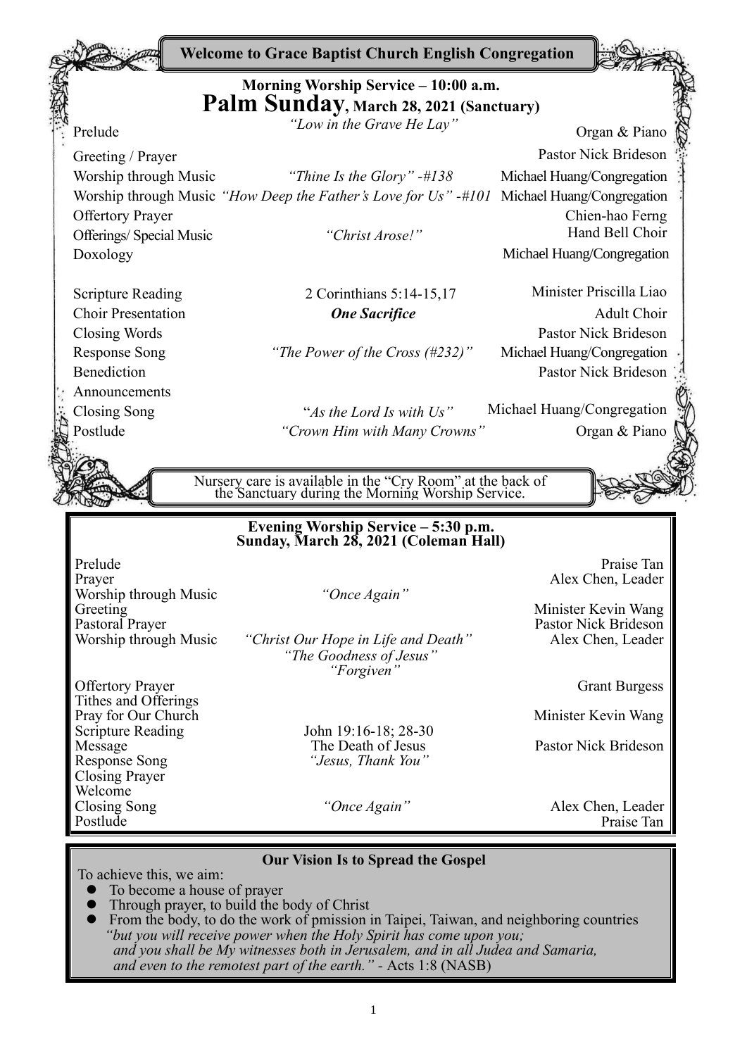## Welcome to Grace Baptist Church English Congregation

### Morning Worship Service – 10:00 a.m.

# Palm Sunday, March 28, 2021 (Sanctuary)

| | | |
|---|---|---|
| Prelude | *"Low in the Grave He Lay"* | Organ & Piano |
| Greeting / Prayer | | Pastor Nick Brideson |
| Worship through Music | *"Thine Is the Glory" -#138* | Michael Huang/Congregation |
| Worship through Music | *"How Deep the Father's Love for Us" -#101* | Michael Huang/Congregation |
| Offertory Prayer | | Chien-hao Ferng |
| Offerings/ Special Music | *"Christ Arose!"* | Hand Bell Choir |
| Doxology | | Michael Huang/Congregation |
| Scripture Reading | 2 Corinthians 5:14-15,17 | Minister Priscilla Liao |
| Choir Presentation | ***One Sacrifice*** | Adult Choir |
| Closing Words | | Pastor Nick Brideson |
| Response Song | *"The Power of the Cross (#232)"* | Michael Huang/Congregation |
| Benediction | | Pastor Nick Brideson |
| Announcements | | |
| Closing Song | *"As the Lord Is with Us"* | Michael Huang/Congregation |
| Postlude | *"Crown Him with Many Crowns"* | Organ & Piano |

Nursery care is available in the "Cry Room" at the back of the Sanctuary during the Morning Worship Service.

### Evening Worship Service – 5:30 p.m.
### Sunday, March 28, 2021 (Coleman Hall)

| | | |
|---|---|---|
| Prelude | | Praise Tan |
| Prayer | | Alex Chen, Leader |
| Worship through Music | *"Once Again"* | |
| Greeting | | Minister Kevin Wang |
| Pastoral Prayer | | Pastor Nick Brideson |
| Worship through Music | *"Christ Our Hope in Life and Death"*<br>*"The Goodness of Jesus"*<br>*"Forgiven"* | Alex Chen, Leader |
| Offertory Prayer | | Grant Burgess |
| Tithes and Offerings | | |
| Pray for Our Church | | Minister Kevin Wang |
| Scripture Reading | John 19:16-18; 28-30 | |
| Message | The Death of Jesus | Pastor Nick Brideson |
| Response Song | *"Jesus, Thank You"* | |
| Closing Prayer | | |
| Welcome | | |
| Closing Song | *"Once Again"* | Alex Chen, Leader |
| Postlude | | Praise Tan |

### Our Vision Is to Spread the Gospel

To achieve this, we aim:

- To become a house of prayer
- Through prayer, to build the body of Christ
- From the body, to do the work of pmission in Taipei, Taiwan, and neighboring countries

*"but you will receive power when the Holy Spirit has come upon you; and you shall be My witnesses both in Jerusalem, and in all Judea and Samaria, and even to the remotest part of the earth."* - Acts 1:8 (NASB)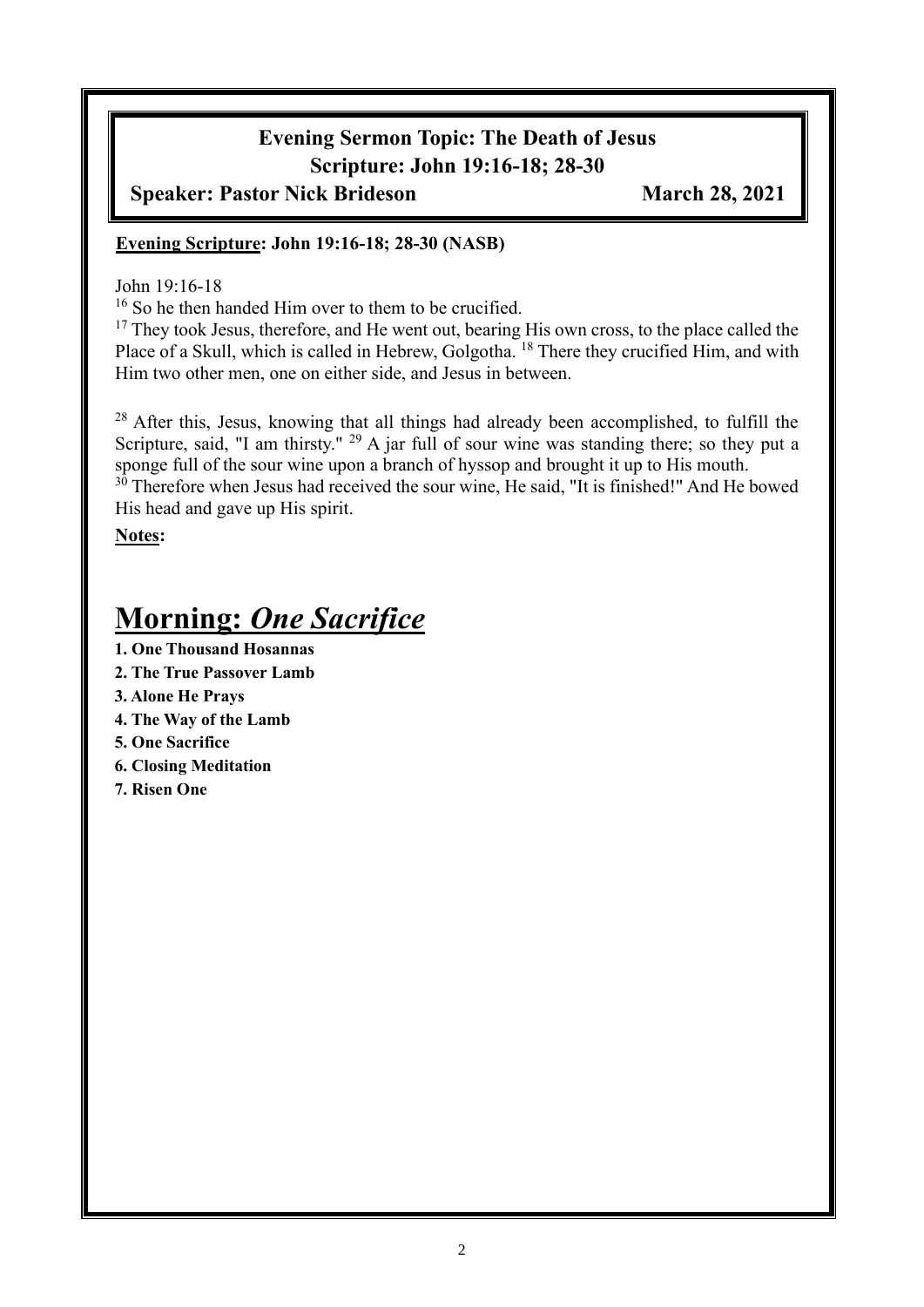**Evening Sermon Topic: The Death of Jesus**
**Scripture: John 19:16-18; 28-30**
**Speaker: Pastor Nick Brideson** **March 28, 2021**

**Evening Scripture: John 19:16-18; 28-30 (NASB)**

John 19:16-18

[16] So he then handed Him over to them to be crucified.

[17] They took Jesus, therefore, and He went out, bearing His own cross, to the place called the Place of a Skull, which is called in Hebrew, Golgotha. [18] There they crucified Him, and with Him two other men, one on either side, and Jesus in between.

[28] After this, Jesus, knowing that all things had already been accomplished, to fulfill the Scripture, said, "I am thirsty." [29] A jar full of sour wine was standing there; so they put a sponge full of the sour wine upon a branch of hyssop and brought it up to His mouth.

[30] Therefore when Jesus had received the sour wine, He said, "It is finished!" And He bowed His head and gave up His spirit.

**Notes:**

# Morning: *One Sacrifice*

**1. One Thousand Hosannas**
**2. The True Passover Lamb**
**3. Alone He Prays**
**4. The Way of the Lamb**
**5. One Sacrifice**
**6. Closing Meditation**
**7. Risen One**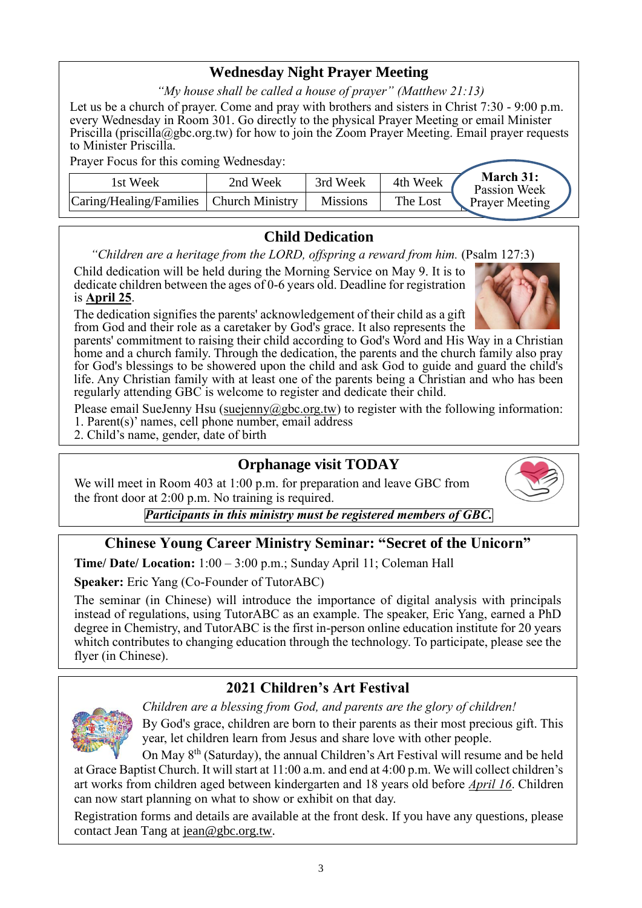## Wednesday Night Prayer Meeting

*"My house shall be called a house of prayer" (Matthew 21:13)*

Let us be a church of prayer. Come and pray with brothers and sisters in Christ 7:30 - 9:00 p.m. every Wednesday in Room 301. Go directly to the physical Prayer Meeting or email Minister Priscilla (priscilla@gbc.org.tw) for how to join the Zoom Prayer Meeting. Email prayer requests to Minister Priscilla.

Prayer Focus for this coming Wednesday:

| 1st Week | 2nd Week | 3rd Week | 4th Week | **March 31:** Passion Week Prayer Meeting |
|---|---|---|---|---|
| Caring/Healing/Families | Church Ministry | Missions | The Lost | |

## Child Dedication

*"Children are a heritage from the LORD, offspring a reward from him.* (Psalm 127:3)

Child dedication will be held during the Morning Service on May 9. It is to dedicate children between the ages of 0-6 years old. Deadline for registration is **April 25**.

The dedication signifies the parents' acknowledgement of their child as a gift from God and their role as a caretaker by God's grace. It also represents the parents' commitment to raising their child according to God's Word and His Way in a Christian home and a church family. Through the dedication, the parents and the church family also pray for God's blessings to be showered upon the child and ask God to guide and guard the child's life. Any Christian family with at least one of the parents being a Christian and who has been regularly attending GBC is welcome to register and dedicate their child.

Please email SueJenny Hsu (suejenny@gbc.org.tw) to register with the following information:
1. Parent(s)' names, cell phone number, email address
2. Child's name, gender, date of birth

## Orphanage visit TODAY

We will meet in Room 403 at 1:00 p.m. for preparation and leave GBC from the front door at 2:00 p.m. No training is required.

***Participants in this ministry must be registered members of GBC.***

## Chinese Young Career Ministry Seminar: "Secret of the Unicorn"

**Time/ Date/ Location:** 1:00 – 3:00 p.m.; Sunday April 11; Coleman Hall

**Speaker:** Eric Yang (Co-Founder of TutorABC)

The seminar (in Chinese) will introduce the importance of digital analysis with principals instead of regulations, using TutorABC as an example. The speaker, Eric Yang, earned a PhD degree in Chemistry, and TutorABC is the first in-person online education institute for 20 years whitch contributes to changing education through the technology. To participate, please see the flyer (in Chinese).

## 2021 Children's Art Festival

*Children are a blessing from God, and parents are the glory of children!*

By God's grace, children are born to their parents as their most precious gift. This year, let children learn from Jesus and share love with other people.

On May 8th (Saturday), the annual Children's Art Festival will resume and be held at Grace Baptist Church. It will start at 11:00 a.m. and end at 4:00 p.m. We will collect children's art works from children aged between kindergarten and 18 years old before *April 16*. Children can now start planning on what to show or exhibit on that day.

Registration forms and details are available at the front desk. If you have any questions, please contact Jean Tang at jean@gbc.org.tw.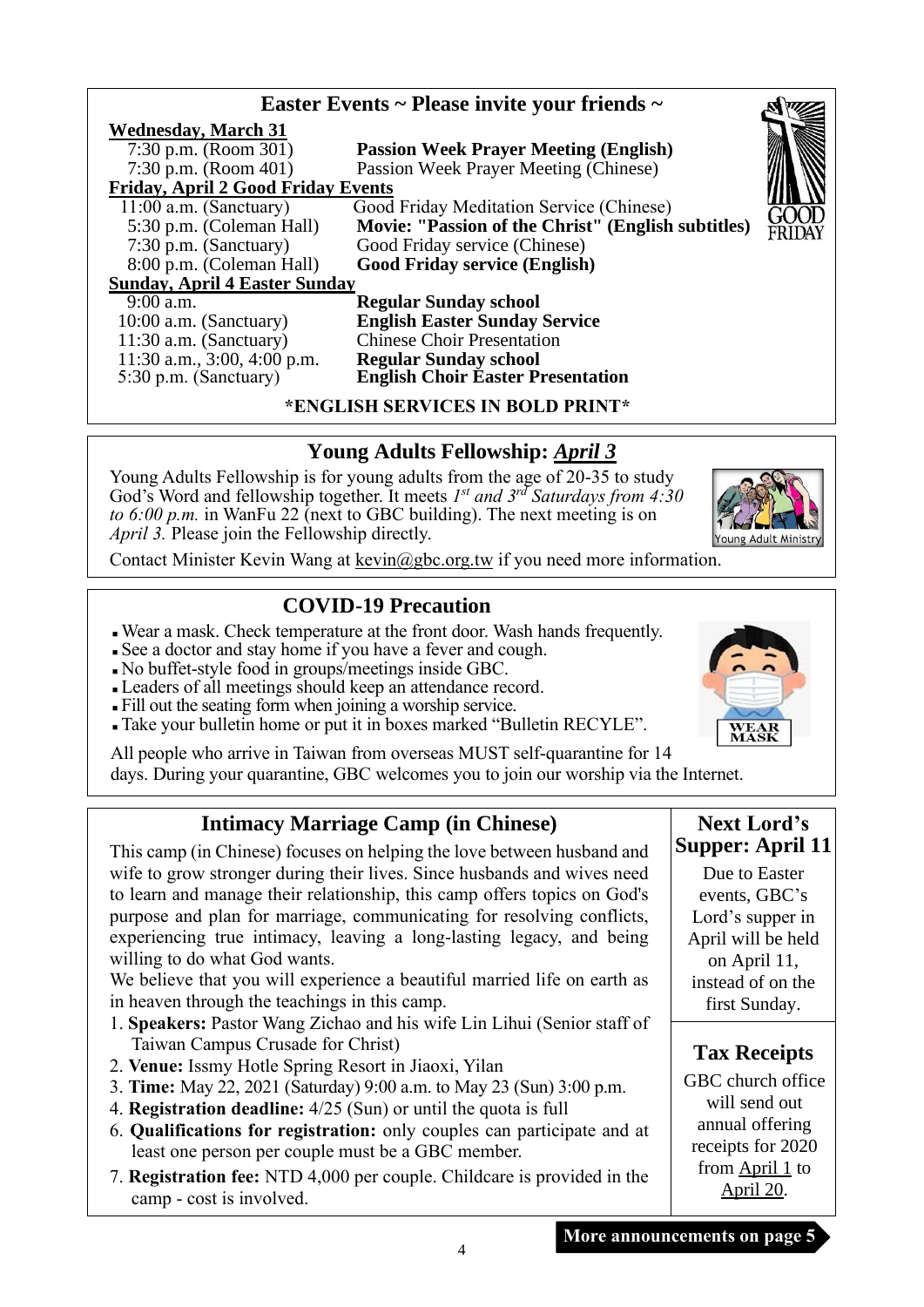## Easter Events ~ Please invite your friends ~

**Wednesday, March 31**

| | |
|---|---|
| 7:30 p.m. (Room 301) | **Passion Week Prayer Meeting (English)** |
| 7:30 p.m. (Room 401) | Passion Week Prayer Meeting (Chinese) |

**Friday, April 2 Good Friday Events**

| | |
|---|---|
| 11:00 a.m. (Sanctuary) | Good Friday Meditation Service (Chinese) |
| 5:30 p.m. (Coleman Hall) | **Movie: "Passion of the Christ" (English subtitles)** |
| 7:30 p.m. (Sanctuary) | Good Friday service (Chinese) |
| 8:00 p.m. (Coleman Hall) | **Good Friday service (English)** |

**Sunday, April 4 Easter Sunday**

| | |
|---|---|
| 9:00 a.m. | **Regular Sunday school** |
| 10:00 a.m. (Sanctuary) | **English Easter Sunday Service** |
| 11:30 a.m. (Sanctuary) | Chinese Choir Presentation |
| 11:30 a.m., 3:00, 4:00 p.m. | **Regular Sunday school** |
| 5:30 p.m. (Sanctuary) | **English Choir Easter Presentation** |

**\*ENGLISH SERVICES IN BOLD PRINT\***

## Young Adults Fellowship: *April 3*

Young Adults Fellowship is for young adults from the age of 20-35 to study God's Word and fellowship together. It meets *1st and 3rd Saturdays from 4:30 to 6:00 p.m.* in WanFu 22 (next to GBC building). The next meeting is on *April 3.* Please join the Fellowship directly.

Contact Minister Kevin Wang at kevin@gbc.org.tw if you need more information.

## COVID-19 Precaution

- Wear a mask. Check temperature at the front door. Wash hands frequently.
- See a doctor and stay home if you have a fever and cough.
- No buffet-style food in groups/meetings inside GBC.
- Leaders of all meetings should keep an attendance record.
- Fill out the seating form when joining a worship service.
- Take your bulletin home or put it in boxes marked "Bulletin RECYLE".

All people who arrive in Taiwan from overseas MUST self-quarantine for 14 days. During your quarantine, GBC welcomes you to join our worship via the Internet.

## Intimacy Marriage Camp (in Chinese)

This camp (in Chinese) focuses on helping the love between husband and wife to grow stronger during their lives. Since husbands and wives need to learn and manage their relationship, this camp offers topics on God's purpose and plan for marriage, communicating for resolving conflicts, experiencing true intimacy, leaving a long-lasting legacy, and being willing to do what God wants.

We believe that you will experience a beautiful married life on earth as in heaven through the teachings in this camp.

1. **Speakers:** Pastor Wang Zichao and his wife Lin Lihui (Senior staff of Taiwan Campus Crusade for Christ)
2. **Venue:** Issmy Hotle Spring Resort in Jiaoxi, Yilan
3. **Time:** May 22, 2021 (Saturday) 9:00 a.m. to May 23 (Sun) 3:00 p.m.
4. **Registration deadline:** 4/25 (Sun) or until the quota is full
6. **Qualifications for registration:** only couples can participate and at least one person per couple must be a GBC member.
7. **Registration fee:** NTD 4,000 per couple. Childcare is provided in the camp - cost is involved.

## Next Lord's Supper: April 11

Due to Easter events, GBC's Lord's supper in April will be held on April 11, instead of on the first Sunday.

## Tax Receipts

GBC church office will send out annual offering receipts for 2020 from April 1 to April 20.

**More announcements on page 5**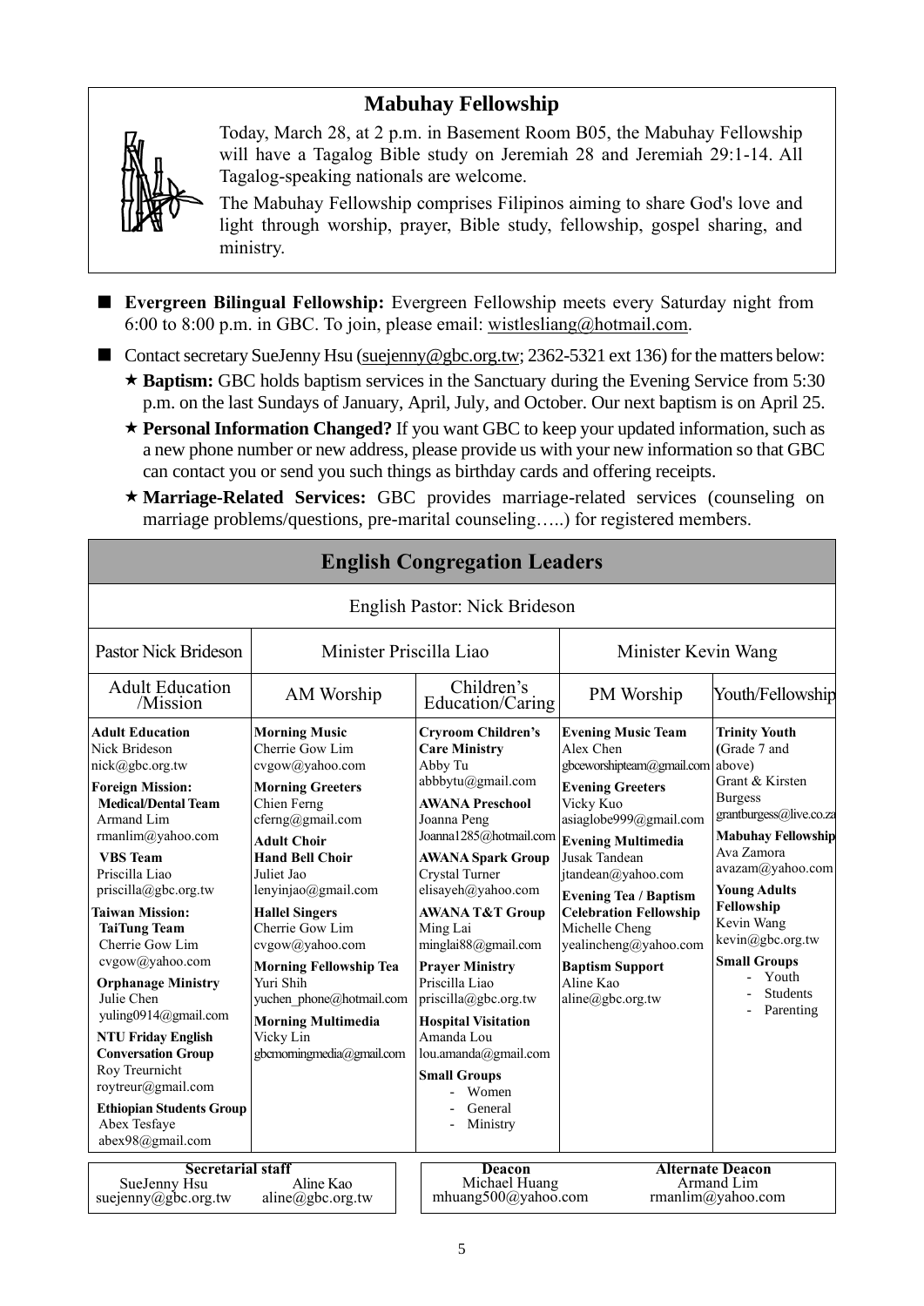## Mabuhay Fellowship

Today, March 28, at 2 p.m. in Basement Room B05, the Mabuhay Fellowship will have a Tagalog Bible study on Jeremiah 28 and Jeremiah 29:1-14. All Tagalog-speaking nationals are welcome.

The Mabuhay Fellowship comprises Filipinos aiming to share God's love and light through worship, prayer, Bible study, fellowship, gospel sharing, and ministry.

- **Evergreen Bilingual Fellowship:** Evergreen Fellowship meets every Saturday night from 6:00 to 8:00 p.m. in GBC. To join, please email: wistlesliang@hotmail.com.
- Contact secretary SueJenny Hsu (suejenny@gbc.org.tw; 2362-5321 ext 136) for the matters below:
  - ★ **Baptism:** GBC holds baptism services in the Sanctuary during the Evening Service from 5:30 p.m. on the last Sundays of January, April, July, and October. Our next baptism is on April 25.
  - ★ **Personal Information Changed?** If you want GBC to keep your updated information, such as a new phone number or new address, please provide us with your new information so that GBC can contact you or send you such things as birthday cards and offering receipts.
  - ★ **Marriage-Related Services:** GBC provides marriage-related services (counseling on marriage problems/questions, pre-marital counseling…..) for registered members.

## English Congregation Leaders

English Pastor: Nick Brideson

| Pastor Nick Brideson | Minister Priscilla Liao | | Minister Kevin Wang | |
|---|---|---|---|---|
| Adult Education /Mission | AM Worship | Children's Education/Caring | PM Worship | Youth/Fellowship |
| **Adult Education**<br>Nick Brideson<br>nick@gbc.org.tw<br>**Foreign Mission:**<br>**Medical/Dental Team**<br>Armand Lim<br>rmanlim@yahoo.com<br>**VBS Team**<br>Priscilla Liao<br>priscilla@gbc.org.tw<br>**Taiwan Mission:**<br>**TaiTung Team**<br>Cherrie Gow Lim<br>cvgow@yahoo.com<br>**Orphanage Ministry**<br>Julie Chen<br>yuling0914@gmail.com<br>**NTU Friday English Conversation Group**<br>Roy Treurnicht<br>roytreur@gmail.com<br>**Ethiopian Students Group**<br>Abex Tesfaye<br>abex98@gmail.com | **Morning Music**<br>Cherrie Gow Lim<br>cvgow@yahoo.com<br>**Morning Greeters**<br>Chien Ferng<br>cferng@gmail.com<br>**Adult Choir**<br>**Hand Bell Choir**<br>Juliet Jao<br>lenyinjao@gmail.com<br>**Hallel Singers**<br>Cherrie Gow Lim<br>cvgow@yahoo.com<br>**Morning Fellowship Tea**<br>Yuri Shih<br>yuchen_phone@hotmail.com<br>**Morning Multimedia**<br>Vicky Lin<br>gbcmorningmedia@gmail.com | **Cryroom Children's Care Ministry**<br>Abby Tu<br>abbbytu@gmail.com<br>**AWANA Preschool**<br>Joanna Peng<br>Joanna1285@hotmail.com<br>**AWANA Spark Group**<br>Crystal Turner<br>elisayeh@yahoo.com<br>**AWANA T&T Group**<br>Ming Lai<br>minglai88@gmail.com<br>**Prayer Ministry**<br>Priscilla Liao<br>priscilla@gbc.org.tw<br>**Hospital Visitation**<br>Amanda Lou<br>lou.amanda@gmail.com<br>**Small Groups**<br>- Women<br>- General<br>- Ministry | **Evening Music Team**<br>Alex Chen<br>gbceworshipteam@gmail.com<br>**Evening Greeters**<br>Vicky Kuo<br>asiaglobe999@gmail.com<br>**Evening Multimedia**<br>Jusak Tandean<br>jtandean@yahoo.com<br>**Evening Tea / Baptism Celebration Fellowship**<br>Michelle Cheng<br>yealincheng@yahoo.com<br>**Baptism Support**<br>Aline Kao<br>aline@gbc.org.tw | **Trinity Youth** (Grade 7 and above)<br>Grant & Kirsten Burgess<br>grantburgess@live.co.za<br>**Mabuhay Fellowship**<br>Ava Zamora<br>avazam@yahoo.com<br>**Young Adults Fellowship**<br>Kevin Wang<br>kevin@gbc.org.tw<br>**Small Groups**<br>- Youth<br>- Students<br>- Parenting |

| Secretarial staff | | Deacon | Alternate Deacon |
|---|---|---|---|
| SueJenny Hsu<br>suejenny@gbc.org.tw | Aline Kao<br>aline@gbc.org.tw | Michael Huang<br>mhuang500@yahoo.com | Armand Lim<br>rmanlim@yahoo.com |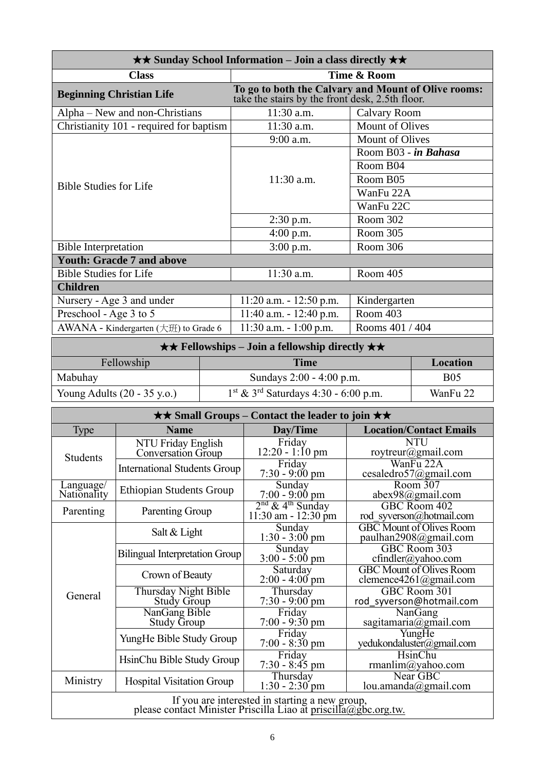| ★★ Sunday School Information – Join a class directly ★★ | | |
|---|---|---|
| **Class** | **Time & Room** | |
| **Beginning Christian Life** | **To go to both the Calvary and Mount of Olive rooms:** take the stairs by the front desk, 2.5th floor. | |
| Alpha – New and non-Christians | 11:30 a.m. | Calvary Room |
| Christianity 101 - required for baptism | 11:30 a.m. | Mount of Olives |
| Bible Studies for Life | 9:00 a.m. | Mount of Olives |
| | 11:30 a.m. | Room B03 - ***in Bahasa*** |
| | | Room B04 |
| | | Room B05 |
| | | WanFu 22A |
| | | WanFu 22C |
| | 2:30 p.m. | Room 302 |
| | 4:00 p.m. | Room 305 |
| Bible Interpretation | 3:00 p.m. | Room 306 |
| **Youth: Gracde 7 and above** | | |
| Bible Studies for Life | 11:30 a.m. | Room 405 |
| **Children** | | |
| Nursery - Age 3 and under | 11:20 a.m. - 12:50 p.m. | Kindergarten |
| Preschool - Age 3 to 5 | 11:40 a.m. - 12:40 p.m. | Room 403 |
| AWANA - Kindergarten (大班) to Grade 6 | 11:30 a.m. - 1:00 p.m. | Rooms 401 / 404 |

| ★★ Fellowships – Join a fellowship directly ★★ | | |
|---|---|---|
| Fellowship | **Time** | **Location** |
| Mabuhay | Sundays 2:00 - 4:00 p.m. | B05 |
| Young Adults (20 - 35 y.o.) | 1st & 3rd Saturdays 4:30 - 6:00 p.m. | WanFu 22 |

| ★★ Small Groups – Contact the leader to join ★★ | | | |
|---|---|---|---|
| Type | **Name** | **Day/Time** | **Location/Contact Emails** |
| Students | NTU Friday English Conversation Group | Friday 12:20 - 1:10 pm | NTU roytreur@gmail.com |
| | International Students Group | Friday 7:30 - 9:00 pm | WanFu 22A cesaledro57@gmail.com |
| Language/ Nationality | Ethiopian Students Group | Sunday 7:00 - 9:00 pm | Room 307 abex98@gmail.com |
| Parenting | Parenting Group | 2nd & 4th Sunday 11:30 am - 12:30 pm | GBC Room 402 rod_syverson@hotmail.com |
| General | Salt & Light | Sunday 1:30 - 3:00 pm | GBC Mount of Olives Room paulhan2908@gmail.com |
| | Bilingual Interpretation Group | Sunday 3:00 - 5:00 pm | GBC Room 303 cfindler@yahoo.com |
| | Crown of Beauty | Saturday 2:00 - 4:00 pm | GBC Mount of Olives Room clemence4261@gmail.com |
| | Thursday Night Bible Study Group | Thursday 7:30 - 9:00 pm | GBC Room 301 rod_syverson@hotmail.com |
| | NanGang Bible Study Group | Friday 7:00 - 9:30 pm | NanGang sagitamaria@gmail.com |
| | YungHe Bible Study Group | Friday 7:00 - 8:30 pm | YungHe yedukondaluster@gmail.com |
| | HsinChu Bible Study Group | Friday 7:30 - 8:45 pm | HsinChu rmanlim@yahoo.com |
| Ministry | Hospital Visitation Group | Thursday 1:30 - 2:30 pm | Near GBC lou.amanda@gmail.com |
| If you are interested in starting a new group, please contact Minister Priscilla Liao at priscilla@gbc.org.tw. | | | |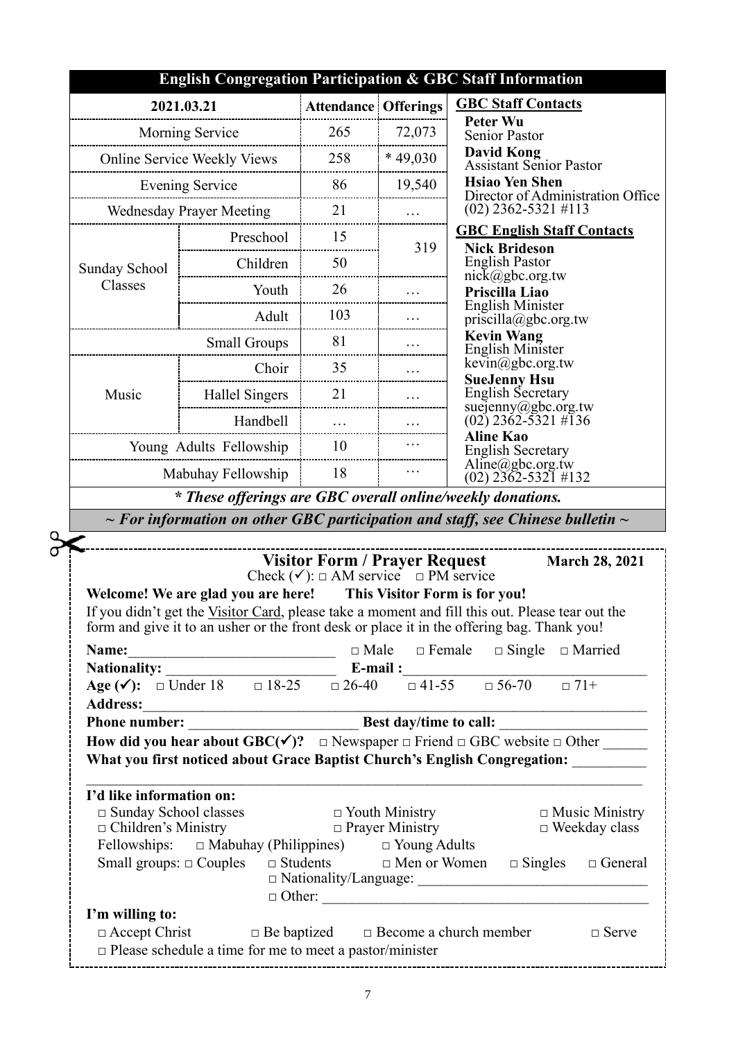## English Congregation Participation & GBC Staff Information

| 2021.03.21 | | Attendance | Offerings |
|---|---|---|---|
| Morning Service | | 265 | 72,073 |
| Online Service Weekly Views | | 258 | * 49,030 |
| Evening Service | | 86 | 19,540 |
| Wednesday Prayer Meeting | | 21 | … |
| Sunday School Classes | Preschool | 15 | 319 |
| | Children | 50 | |
| | Youth | 26 | … |
| | Adult | 103 | … |
| Small Groups | | 81 | … |
| Music | Choir | 35 | … |
| | Hallel Singers | 21 | … |
| | Handbell | … | … |
| Young Adults Fellowship | | 10 | … |
| Mabuhay Fellowship | | 18 | … |

**GBC Staff Contacts**

**Peter Wu**
Senior Pastor

**David Kong**
Assistant Senior Pastor

**Hsiao Yen Shen**
Director of Administration Office
(02) 2362-5321 #113

**GBC English Staff Contacts**

**Nick Brideson**
English Pastor
nick@gbc.org.tw

**Priscilla Liao**
English Minister
priscilla@gbc.org.tw

**Kevin Wang**
English Minister
kevin@gbc.org.tw

**SueJenny Hsu**
English Secretary
suejenny@gbc.org.tw
(02) 2362-5321 #136

**Aline Kao**
English Secretary
Aline@gbc.org.tw
(02) 2362-5321 #132

***\* These offerings are GBC overall online/weekly donations.***

***~ For information on other GBC participation and staff, see Chinese bulletin ~***

---

**Visitor Form / Prayer Request** — **March 28, 2021**

Check (✓): □ AM service □ PM service

**Welcome! We are glad you are here! This Visitor Form is for you!**

If you didn't get the Visitor Card, please take a moment and fill this out. Please tear out the form and give it to an usher or the front desk or place it in the offering bag. Thank you!

**Name:**______________________________ □ Male □ Female □ Single □ Married

**Nationality:** ________________________ **E-mail :**________________________________

**Age (✓):** □ Under 18 □ 18-25 □ 26-40 □ 41-55 □ 56-70 □ 71+

**Address:**_____________________________________________________________________

**Phone number:** ________________________ **Best day/time to call:** ____________________

**How did you hear about GBC(✓)?** □ Newspaper □ Friend □ GBC website □ Other ______

**What you first noticed about Grace Baptist Church's English Congregation:** __________

_______________________________________________________________________________

**I'd like information on:**

□ Sunday School classes □ Youth Ministry □ Music Ministry
□ Children's Ministry □ Prayer Ministry □ Weekday class
Fellowships: □ Mabuhay (Philippines) □ Young Adults
Small groups: □ Couples □ Students □ Men or Women □ Singles □ General
□ Nationality/Language: ________________________________
□ Other: ____________________________________________

**I'm willing to:**

□ Accept Christ □ Be baptized □ Become a church member □ Serve
□ Please schedule a time for me to meet a pastor/minister